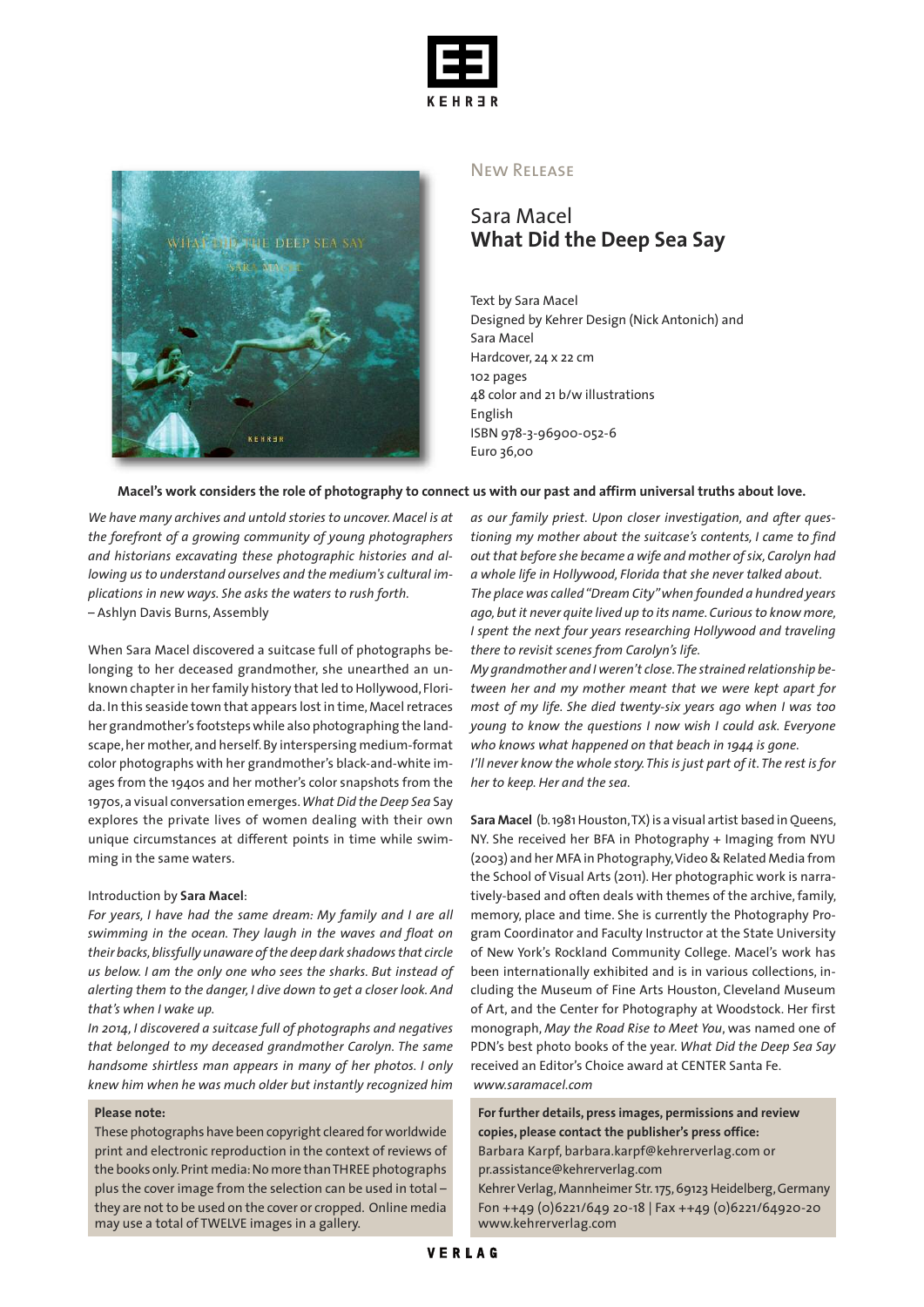## New Release

# Sara Macel
# **What Did the Deep Sea Say**

Text by Sara Macel
Designed by Kehrer Design (Nick Antonich) and Sara Macel
Hardcover, 24 x 22 cm
102 pages
48 color and 21 b/w illustrations
English
ISBN 978-3-96900-052-6
Euro 36,00

**Macel's work considers the role of photography to connect us with our past and affirm universal truths about love.**

*We have many archives and untold stories to uncover. Macel is at the forefront of a growing community of young photographers and historians excavating these photographic histories and allowing us to understand ourselves and the medium's cultural implications in new ways. She asks the waters to rush forth.*
– Ashlyn Davis Burns, Assembly

When Sara Macel discovered a suitcase full of photographs belonging to her deceased grandmother, she unearthed an unknown chapter in her family history that led to Hollywood, Florida. In this seaside town that appears lost in time, Macel retraces her grandmother's footsteps while also photographing the landscape, her mother, and herself. By interspersing medium-format color photographs with her grandmother's black-and-white images from the 1940s and her mother's color snapshots from the 1970s, a visual conversation emerges. *What Did the Deep Sea* Say explores the private lives of women dealing with their own unique circumstances at different points in time while swimming in the same waters.

Introduction by **Sara Macel**:

*For years, I have had the same dream: My family and I are all swimming in the ocean. They laugh in the waves and float on their backs, blissfully unaware of the deep dark shadows that circle us below. I am the only one who sees the sharks. But instead of alerting them to the danger, I dive down to get a closer look. And that's when I wake up.*

*In 2014, I discovered a suitcase full of photographs and negatives that belonged to my deceased grandmother Carolyn. The same handsome shirtless man appears in many of her photos. I only knew him when he was much older but instantly recognized him as our family priest. Upon closer investigation, and after questioning my mother about the suitcase's contents, I came to find out that before she became a wife and mother of six, Carolyn had a whole life in Hollywood, Florida that she never talked about.*

*The place was called "Dream City" when founded a hundred years ago, but it never quite lived up to its name. Curious to know more, I spent the next four years researching Hollywood and traveling there to revisit scenes from Carolyn's life.*

*My grandmother and I weren't close. The strained relationship between her and my mother meant that we were kept apart for most of my life. She died twenty-six years ago when I was too young to know the questions I now wish I could ask. Everyone who knows what happened on that beach in 1944 is gone.*

*I'll never know the whole story. This is just part of it. The rest is for her to keep. Her and the sea.*

**Sara Macel** (b. 1981 Houston, TX) is a visual artist based in Queens, NY. She received her BFA in Photography + Imaging from NYU (2003) and her MFA in Photography, Video & Related Media from the School of Visual Arts (2011). Her photographic work is narratively-based and often deals with themes of the archive, family, memory, place and time. She is currently the Photography Program Coordinator and Faculty Instructor at the State University of New York's Rockland Community College. Macel's work has been internationally exhibited and is in various collections, including the Museum of Fine Arts Houston, Cleveland Museum of Art, and the Center for Photography at Woodstock. Her first monograph, *May the Road Rise to Meet You*, was named one of PDN's best photo books of the year. *What Did the Deep Sea Say* received an Editor's Choice award at CENTER Santa Fe.
*www.saramacel.com*

**Please note:**
These photographs have been copyright cleared for worldwide print and electronic reproduction in the context of reviews of the books only. Print media: No more than THREE photographs plus the cover image from the selection can be used in total – they are not to be used on the cover or cropped. Online media may use a total of TWELVE images in a gallery.

**For further details, press images, permissions and review copies, please contact the publisher's press office:**
Barbara Karpf, barbara.karpf@kehrerverlag.com or pr.assistance@kehrerverlag.com
Kehrer Verlag, Mannheimer Str. 175, 69123 Heidelberg, Germany
Fon ++49 (0)6221/649 20-18 | Fax ++49 (0)6221/64920-20
www.kehrerverlag.com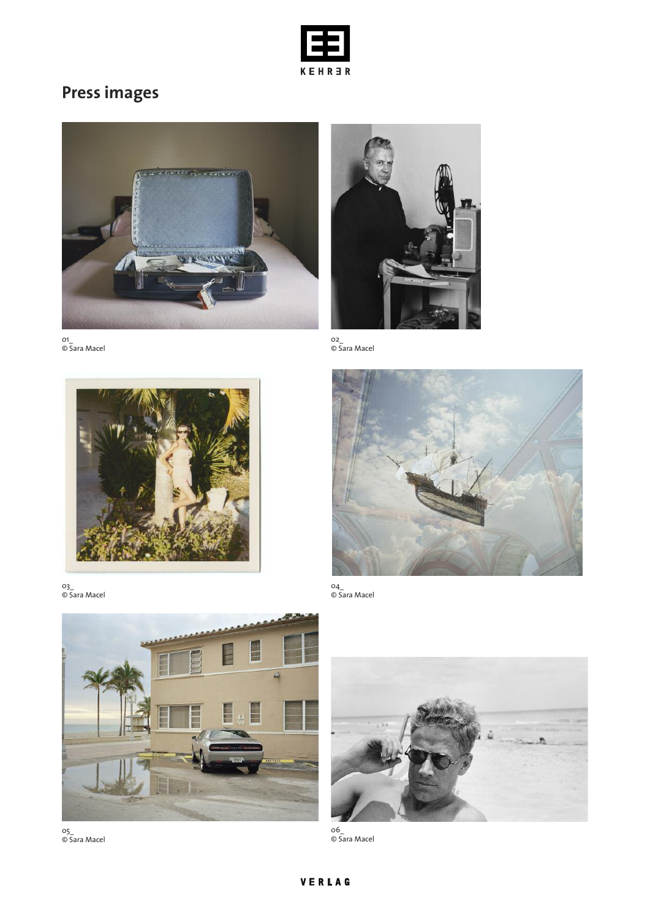# Press images

01_
© Sara Macel

02_
© Sara Macel

03_
© Sara Macel

04_
© Sara Macel

05_
© Sara Macel

06_
© Sara Macel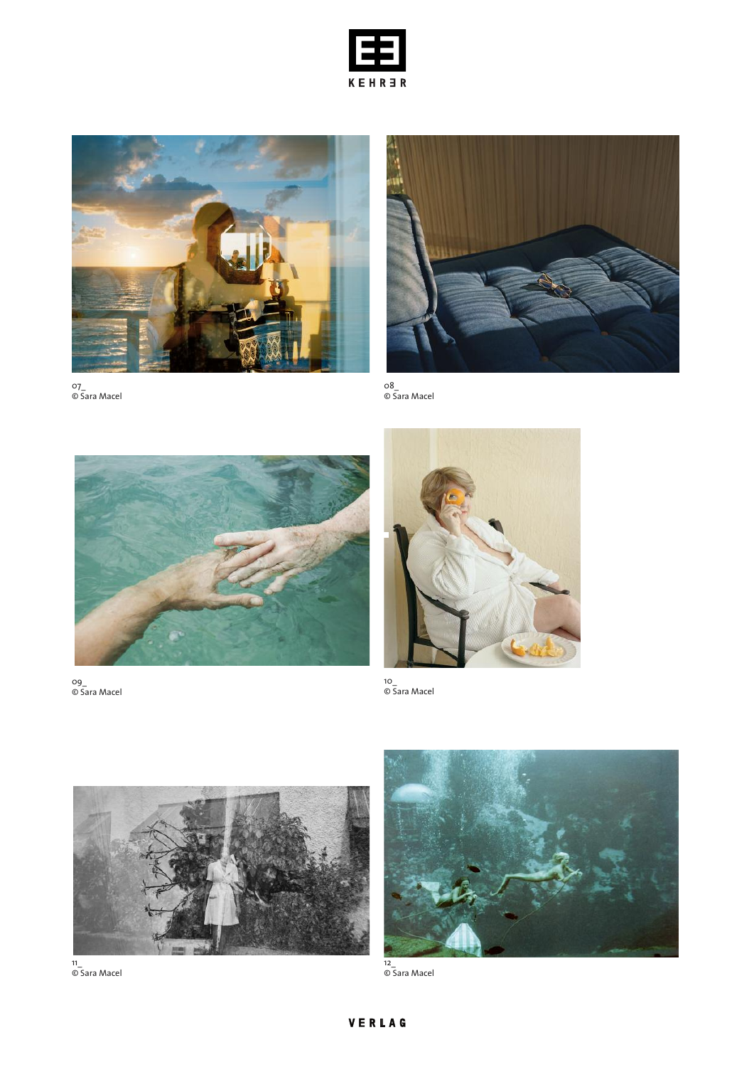07_
© Sara Macel

08_
© Sara Macel

09_
© Sara Macel

10_
© Sara Macel

11_
© Sara Macel

12_
© Sara Macel